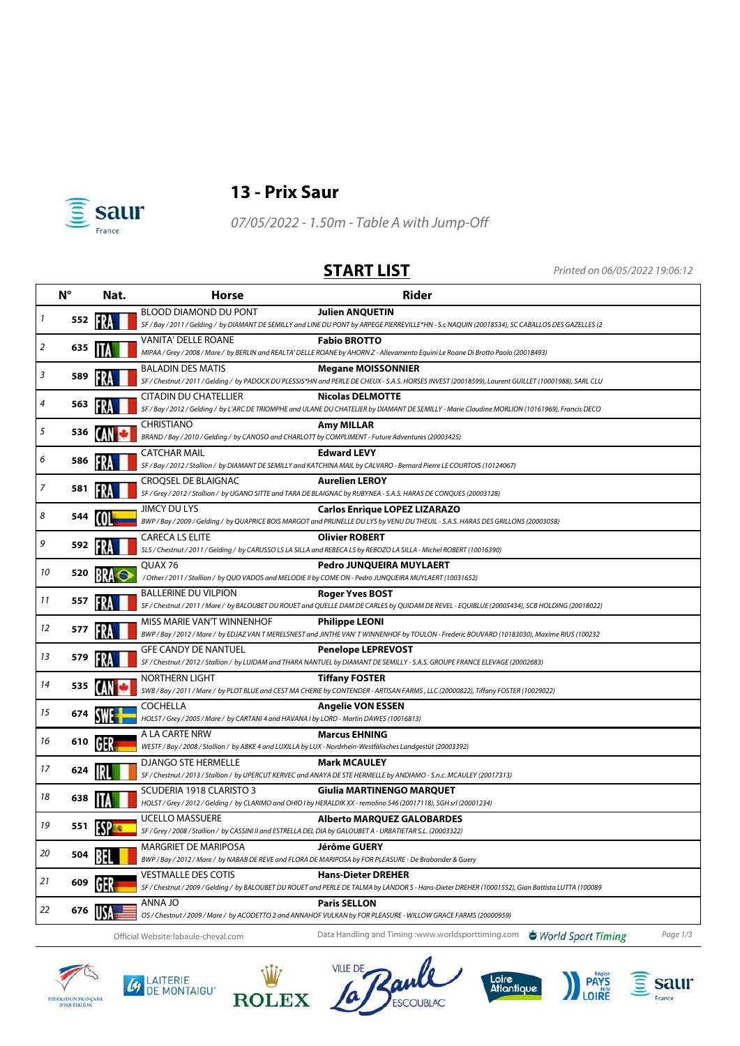# 13 - Prix Saur

*07/05/2022 - 1.50m - Table A with Jump-Off*

## START LIST

*Printed on 06/05/2022 19:06:12*

| | N° | Nat. | Horse | Rider |
|---|---|---|---|---|
| 1 | 552 | FRA | BLOOD DIAMOND DU PONT<br>*SF / Bay / 2011 / Gelding / by DIAMANT DE SEMILLY and LINE DU PONT by ARPEGE PIERREVILLE*HN - S.c NAQUIN (20018534), SC CABALLOS DES GAZELLES (2* | **Julien ANQUETIN** |
| 2 | 635 | ITA | VANITA' DELLE ROANE<br>*MIPAA / Grey / 2008 / Mare / by BERLIN and REALTA' DELLE ROANE by AHORN Z - Allevamento Equini Le Roane Di Brotto Paolo (20018493)* | **Fabio BROTTO** |
| 3 | 589 | FRA | BALADIN DES MATIS<br>*SF / Chestnut / 2011 / Gelding / by PADOCK DU PLESSIS*HN and PERLE DE CHEUX - S.A.S. HORSES INVEST (20018599), Laurent GUILLET (10001988), SARL CLU* | **Megane MOISSONNIER** |
| 4 | 563 | FRA | CITADIN DU CHATELLIER<br>*SF / Bay / 2012 / Gelding / by L'ARC DE TRIOMPHE and ULANE DU CHATELIER by DIAMANT DE SEMILLY - Marie Claudine MORLION (10161969), Francis DECO* | **Nicolas DELMOTTE** |
| 5 | 536 | CAN | CHRISTIANO<br>*BRAND / Bay / 2010 / Gelding / by CANOSO and CHARLOTT by COMPLIMENT - Future Adventures (20003425)* | **Amy MILLAR** |
| 6 | 586 | FRA | CATCHAR MAIL<br>*SF / Bay / 2012 / Stallion / by DIAMANT DE SEMILLY and KATCHINA MAIL by CALVARO - Bernard Pierre LE COURTOIS (10124067)* | **Edward LEVY** |
| 7 | 581 | FRA | CROQSEL DE BLAIGNAC<br>*SF / Grey / 2012 / Stallion / by UGANO SITTE and TARA DE BLAIGNAC by RUBYNEA - S.A.S. HARAS DE CONQUES (20003128)* | **Aurelien LEROY** |
| 8 | 544 | COL | JIMCY DU LYS<br>*BWP / Bay / 2009 / Gelding / by QUAPRICE BOIS MARGOT and PRUNELLE DU LYS by VENU DU THEUIL - S.A.S. HARAS DES GRILLONS (20003058)* | **Carlos Enrique LOPEZ LIZARAZO** |
| 9 | 592 | FRA | CARECA LS ELITE<br>*SLS / Chestnut / 2011 / Gelding / by CARUSSO LS LA SILLA and REBECA LS by REBOZO LA SILLA - Michel ROBERT (10016390)* | **Olivier ROBERT** |
| 10 | 520 | BRA | QUAX 76<br>*/ Other / 2011 / Stallion / by QUO VADOS and MELODIE II by COME ON - Pedro JUNQUEIRA MUYLAERT (10031652)* | **Pedro JUNQUEIRA MUYLAERT** |
| 11 | 557 | FRA | BALLERINE DU VILPION<br>*SF / Chestnut / 2011 / Mare / by BALOUBET DU ROUET and QUELLE DAM DE CARLES by QUIDAM DE REVEL - EQUIBLUE (20005434), SCB HOLDING (20018022)* | **Roger Yves BOST** |
| 12 | 577 | FRA | MISS MARIE VAN'T WINNENHOF<br>*BWP / Bay / 2012 / Mare / by EDJAZ VAN T MERELSNEST and JINTHE VAN' T WINNENHOF by TOULON - Frederic BOUVARD (10183030), Maxime RIUS (100232* | **Philippe LEONI** |
| 13 | 579 | FRA | GFE CANDY DE NANTUEL<br>*SF / Chestnut / 2012 / Stallion / by LUIDAM and THARA NANTUEL by DIAMANT DE SEMILLY - S.A.S. GROUPE FRANCE ELEVAGE (20002683)* | **Penelope LEPREVOST** |
| 14 | 535 | CAN | NORTHERN LIGHT<br>*SWB / Bay / 2011 / Mare / by PLOT BLUE and CEST MA CHERIE by CONTENDER - ARTISAN FARMS , LLC (20000822), Tiffany FOSTER (10029022)* | **Tiffany FOSTER** |
| 15 | 674 | SWE | COCHELLA<br>*HOLST / Grey / 2005 / Mare / by CARTANI 4 and HAVANA I by LORD - Martin DAWES (10016813)* | **Angelie VON ESSEN** |
| 16 | 610 | GER | A LA CARTE NRW<br>*WESTF / Bay / 2008 / Stallion / by ABKE 4 and LUXILLA by LUX - Nordrhein-Westfälisches Landgestüt (20003392)* | **Marcus EHNING** |
| 17 | 624 | IRL | DJANGO STE HERMELLE<br>*SF / Chestnut / 2013 / Stallion / by UPERCUT KERVEC and ANAYA DE STE HERMELLE by ANDIAMO - S.n.c. MCAULEY (20017313)* | **Mark MCAULEY** |
| 18 | 638 | ITA | SCUDERIA 1918 CLARISTO 3<br>*HOLST / Grey / 2012 / Gelding / by CLARIMO and OHIO I by HERALDIK XX - remolino 546 (20017118), SGH srl (20001234)* | **Giulia MARTINENGO MARQUET** |
| 19 | 551 | ESP | UCELLO MASSUERE<br>*SF / Grey / 2008 / Stallion / by CASSINI II and ESTRELLA DEL DIA by GALOUBET A - URBATIETAR S.L. (20003322)* | **Alberto MARQUEZ GALOBARDES** |
| 20 | 504 | BEL | MARGRIET DE MARIPOSA<br>*BWP / Bay / 2012 / Mare / by NABAB DE REVE and FLORA DE MARIPOSA by FOR PLEASURE - De Brabander & Guery* | **Jérôme GUERY** |
| 21 | 609 | GER | VESTMALLE DES COTIS<br>*SF / Chestnut / 2009 / Gelding / by BALOUBET DU ROUET and PERLE DE TALMA by LANDOR S - Hans-Dieter DREHER (10001552), Gian Battista LUTTA (100089* | **Hans-Dieter DREHER** |
| 22 | 676 | USA | ANNA JO<br>*OS / Chestnut / 2009 / Mare / by ACODETTO 2 and ANNAHOF VULKAN by FOR PLEASURE - WILLOW GRACE FARMS (20000959)* | **Paris SELLON** |

Official Website:labaule-cheval.com

Data Handling and Timing :www.worldsporttiming.com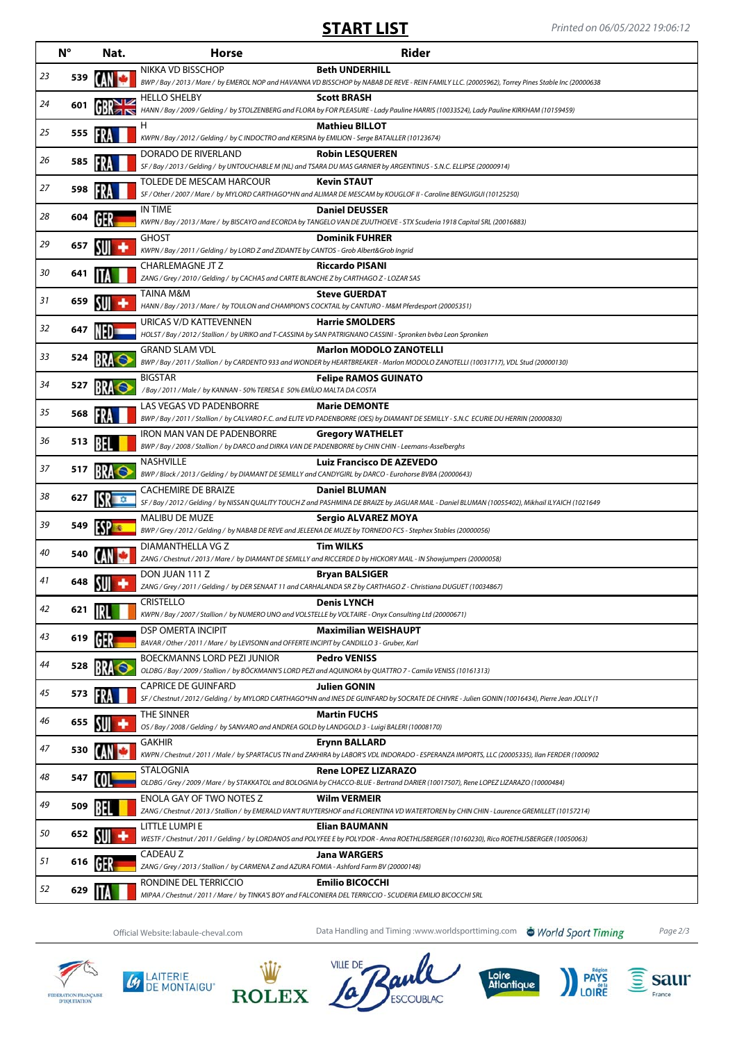# START LIST

Printed on 06/05/2022 19:06:12

| | N° | Nat. | Horse | Rider |
|---|---|---|---|---|
| 23 | 539 | CAN | NIKKA VD BISSCHOP<br>*BWP / Bay / 2013 / Mare / by EMEROL NOP and HAVANNA VD BISSCHOP by NABAB DE REVE - REIN FAMILY LLC. (20005962), Torrey Pines Stable Inc (20000638* | **Beth UNDERHILL** |
| 24 | 601 | GBR | HELLO SHELBY<br>*HANN / Bay / 2009 / Gelding / by STOLZENBERG and FLORA by FOR PLEASURE - Lady Pauline HARRIS (10033524), Lady Pauline KIRKHAM (10159459)* | **Scott BRASH** |
| 25 | 555 | FRA | H<br>*KWPN / Bay / 2012 / Gelding / by C INDOCTRO and KERSINA by EMILION - Serge BATAILLER (10123674)* | **Mathieu BILLOT** |
| 26 | 585 | FRA | DORADO DE RIVERLAND<br>*SF / Bay / 2013 / Gelding / by UNTOUCHABLE M (NL) and TSARA DU MAS GARNIER by ARGENTINUS - S.N.C. ELLIPSE (20000914)* | **Robin LESQUEREN** |
| 27 | 598 | FRA | TOLEDE DE MESCAM HARCOUR<br>*SF / Other / 2007 / Mare / by MYLORD CARTHAGO*HN and ALIMAR DE MESCAM by KOUGLOF II - Caroline BENGUIGUI (10125250)* | **Kevin STAUT** |
| 28 | 604 | GER | IN TIME<br>*KWPN / Bay / 2013 / Mare / by BISCAYO and ECORDA by TANGELO VAN DE ZUUTHOEVE - STX Scuderia 1918 Capital SRL (20016883)* | **Daniel DEUSSER** |
| 29 | 657 | SUI | GHOST<br>*KWPN / Bay / 2011 / Gelding / by LORD Z and ZIDANTE by CANTOS - Grob Albert&Grob Ingrid* | **Dominik FUHRER** |
| 30 | 641 | ITA | CHARLEMAGNE JT Z<br>*ZANG / Grey / 2010 / Gelding / by CACHAS and CARTE BLANCHE Z by CARTHAGO Z - LOZAR SAS* | **Riccardo PISANI** |
| 31 | 659 | SUI | TAINA M&M<br>*HANN / Bay / 2013 / Mare / by TOULON and CHAMPION'S COCKTAIL by CANTURO - M&M Pferdesport (20005351)* | **Steve GUERDAT** |
| 32 | 647 | NED | URICAS V/D KATTEVENNEN<br>*HOLST / Bay / 2012 / Stallion / by URIKO and T-CASSINA by SAN PATRIGNANO CASSINI - Spronken bvba Leon Spronken* | **Harrie SMOLDERS** |
| 33 | 524 | BRA | GRAND SLAM VDL<br>*BWP / Bay / 2011 / Stallion / by CARDENTO 933 and WONDER by HEARTBREAKER - Marlon MODOLO ZANOTELLI (10031717), VDL Stud (20000130)* | **Marlon MODOLO ZANOTELLI** |
| 34 | 527 | BRA | BIGSTAR<br>*/ Bay / 2011 / Male / by KANNAN - 50% TERESA E 50% EMÍLIO MALTA DA COSTA* | **Felipe RAMOS GUINATO** |
| 35 | 568 | FRA | LAS VEGAS VD PADENBORRE<br>*BWP / Bay / 2011 / Stallion / by CALVARO F.C. and ELITE VD PADENBORRE (OES) by DIAMANT DE SEMILLY - S.N.C ECURIE DU HERRIN (20000830)* | **Marie DEMONTE** |
| 36 | 513 | BEL | IRON MAN VAN DE PADENBORRE<br>*BWP / Bay / 2008 / Stallion / by DARCO and DIRKA VAN DE PADENBORRE by CHIN CHIN - Leemans-Asselberghs* | **Gregory WATHELET** |
| 37 | 517 | BRA | NASHVILLE<br>*BWP / Black / 2013 / Gelding / by DIAMANT DE SEMILLY and CANDYGIRL by DARCO - Eurohorse BVBA (20000643)* | **Luiz Francisco DE AZEVEDO** |
| 38 | 627 | ISR | CACHEMIRE DE BRAIZE<br>*SF / Bay / 2012 / Gelding / by NISSAN QUALITY TOUCH Z and PASHMINA DE BRAIZE by JAGUAR MAIL - Daniel BLUMAN (10055402), Mikhail ILYAICH (1021649* | **Daniel BLUMAN** |
| 39 | 549 | ESP | MALIBU DE MUZE<br>*BWP / Grey / 2012 / Gelding / by NABAB DE REVE and JELEENA DE MUZE by TORNEDO FCS - Stephex Stables (20000056)* | **Sergio ALVAREZ MOYA** |
| 40 | 540 | CAN | DIAMANTHELLA VG Z<br>*ZANG / Chestnut / 2013 / Mare / by DIAMANT DE SEMILLY and RICCERDE D by HICKORY MAIL - IN Showjumpers (20000058)* | **Tim WILKS** |
| 41 | 648 | SUI | DON JUAN 111 Z<br>*ZANG / Grey / 2011 / Gelding / by DER SENAAT 11 and CARHALANDA SR Z by CARTHAGO Z - Christiana DUGUET (10034867)* | **Bryan BALSIGER** |
| 42 | 621 | IRL | CRISTELLO<br>*KWPN / Bay / 2007 / Stallion / by NUMERO UNO and VOLSTELLE by VOLTAIRE - Onyx Consulting Ltd (20000671)* | **Denis LYNCH** |
| 43 | 619 | GER | DSP OMERTA INCIPIT<br>*BAVAR / Other / 2011 / Mare / by LEVISONN and OFFERTE INCIPIT by CANDILLO 3 - Gruber, Karl* | **Maximilian WEISHAUPT** |
| 44 | 528 | BRA | BOECKMANNS LORD PEZI JUNIOR<br>*OLDBG / Bay / 2009 / Stallion / by BÖCKMANN'S LORD PEZI and AQUINORA by QUATTRO 7 - Camila VENISS (10161313)* | **Pedro VENISS** |
| 45 | 573 | FRA | CAPRICE DE GUINFARD<br>*SF / Chestnut / 2012 / Gelding / by MYLORD CARTHAGO*HN and INES DE GUINFARD by SOCRATE DE CHIVRE - Julien GONIN (10016434), Pierre Jean JOLLY (1* | **Julien GONIN** |
| 46 | 655 | SUI | THE SINNER<br>*OS / Bay / 2008 / Gelding / by SANVARO and ANDREA GOLD by LANDGOLD 3 - Luigi BALERI (10008170)* | **Martin FUCHS** |
| 47 | 530 | CAN | GAKHIR<br>*KWPN / Chestnut / 2011 / Male / by SPARTACUS TN and ZAKHIRA by LABOR'S VDL INDORADO - ESPERANZA IMPORTS, LLC (20005335), Ilan FERDER (1000902* | **Erynn BALLARD** |
| 48 | 547 | COL | STALOGNIA<br>*OLDBG / Grey / 2009 / Mare / by STAKKATOL and BOLOGNIA by CHACCO-BLUE - Bertrand DARIER (10017507), Rene LOPEZ LIZARAZO (10000484)* | **Rene LOPEZ LIZARAZO** |
| 49 | 509 | BEL | ENOLA GAY OF TWO NOTES Z<br>*ZANG / Chestnut / 2013 / Stallion / by EMERALD VAN'T RUYTERSHOF and FLORENTINA VD WATERTOREN by CHIN CHIN - Laurence GREMILLET (10157214)* | **Wilm VERMEIR** |
| 50 | 652 | SUI | LITTLE LUMPI E<br>*WESTF / Chestnut / 2011 / Gelding / by LORDANOS and POLYFEE E by POLYDOR - Anna ROETHLISBERGER (10160230), Rico ROETHLISBERGER (10050063)* | **Elian BAUMANN** |
| 51 | 616 | GER | CADEAU Z<br>*ZANG / Grey / 2013 / Stallion / by CARMENA Z and AZURA FOMIA - Ashford Farm BV (20000148)* | **Jana WARGERS** |
| 52 | 629 | ITA | RONDINE DEL TERRICCIO<br>*MIPAA / Chestnut / 2011 / Mare / by TINKA'S BOY and FALCONIERA DEL TERRICCIO - SCUDERIA EMILIO BICOCCHI SRL* | **Emilio BICOCCHI** |

Official Website:labaule-cheval.com

Data Handling and Timing :www.worldsporttiming.com World Sport Timing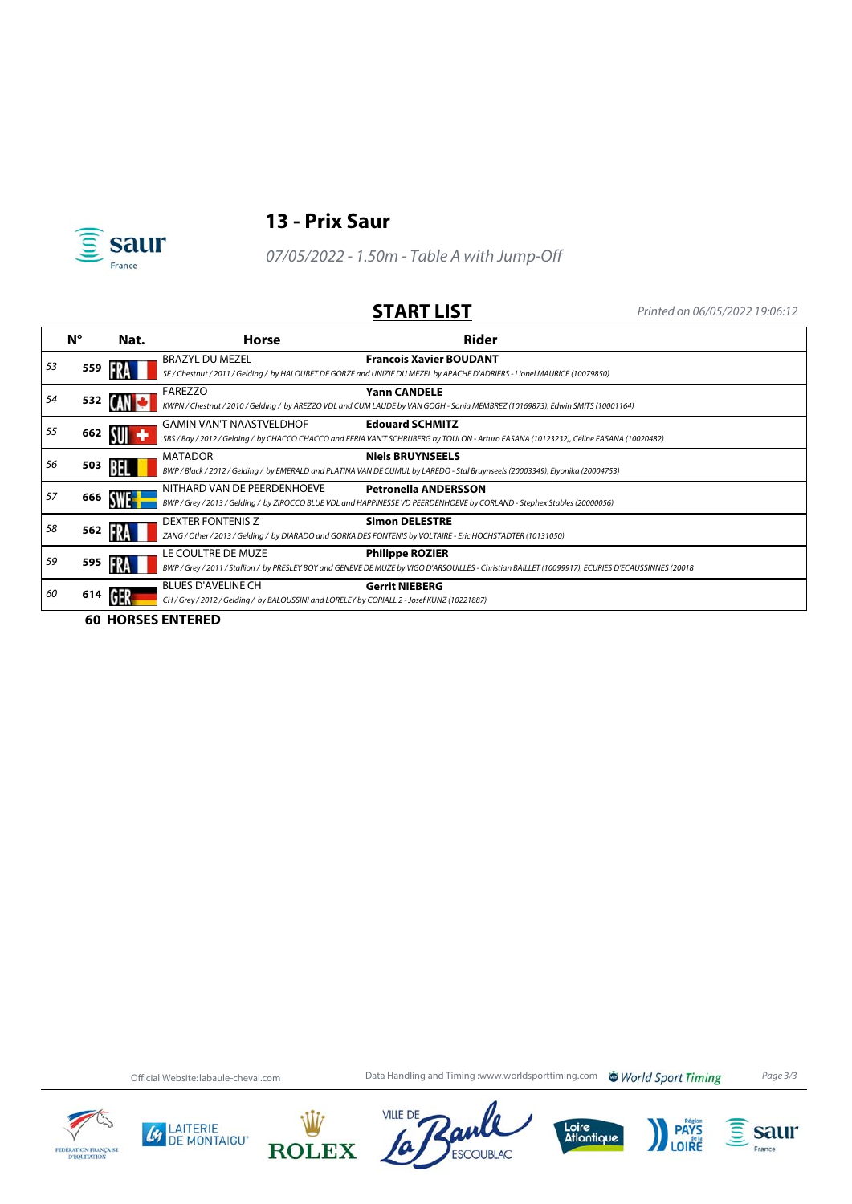## 13 - Prix Saur

*07/05/2022 - 1.50m - Table A with Jump-Off*

### START LIST

*Printed on 06/05/2022 19:06:12*

| | N° | Nat. | Horse | Rider |
|---|---|---|---|---|
| 53 | 559 | FRA | BRAZYL DU MEZEL<br>*SF / Chestnut / 2011 / Gelding / by HALOUBET DE GORZE and UNIZIE DU MEZEL by APACHE D'ADRIERS - Lionel MAURICE (10079850)* | **Francois Xavier BOUDANT** |
| 54 | 532 | CAN | FAREZZO<br>*KWPN / Chestnut / 2010 / Gelding / by AREZZO VDL and CUM LAUDE by VAN GOGH - Sonia MEMBREZ (10169873), Edwin SMITS (10001164)* | **Yann CANDELE** |
| 55 | 662 | SUI | GAMIN VAN'T NAASTVELDHOF<br>*SBS / Bay / 2012 / Gelding / by CHACCO CHACCO and FERIA VAN'T SCHRIJBERG by TOULON - Arturo FASANA (10123232), Céline FASANA (10020482)* | **Edouard SCHMITZ** |
| 56 | 503 | BEL | MATADOR<br>*BWP / Black / 2012 / Gelding / by EMERALD and PLATINA VAN DE CUMUL by LAREDO - Stal Bruynseels (20003349), Elyonika (20004753)* | **Niels BRUYNSEELS** |
| 57 | 666 | SWE | NITHARD VAN DE PEERDENHOEVE<br>*BWP / Grey / 2013 / Gelding / by ZIROCCO BLUE VDL and HAPPINESSE VD PEERDENHOEVE by CORLAND - Stephex Stables (20000056)* | **Petronella ANDERSSON** |
| 58 | 562 | FRA | DEXTER FONTENIS Z<br>*ZANG / Other / 2013 / Gelding / by DIARADO and GORKA DES FONTENIS by VOLTAIRE - Eric HOCHSTADTER (10131050)* | **Simon DELESTRE** |
| 59 | 595 | FRA | LE COULTRE DE MUZE<br>*BWP / Grey / 2011 / Stallion / by PRESLEY BOY and GENEVE DE MUZE by VIGO D'ARSOUILLES - Christian BAILLET (10099917), ECURIES D'ECAUSSINNES (20018* | **Philippe ROZIER** |
| 60 | 614 | GER | BLUES D'AVELINE CH<br>*CH / Grey / 2012 / Gelding / by BALOUSSINI and LORELEY by CORIALL 2 - Josef KUNZ (10221887)* | **Gerrit NIEBERG** |

**60 HORSES ENTERED**

Official Website: labaule-cheval.com    Data Handling and Timing : www.worldsporttiming.com    World Sport Timing